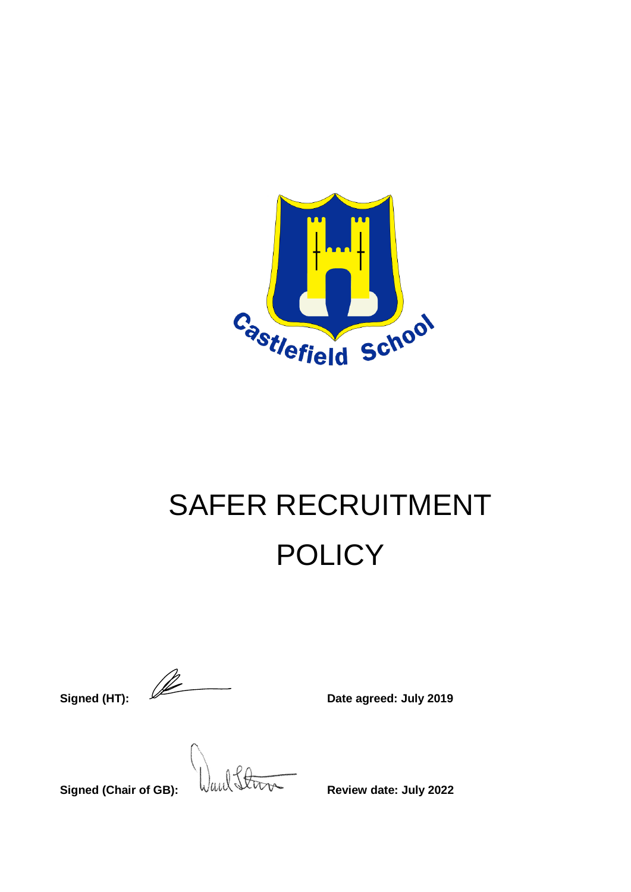Castlefield School

# SAFER RECRUITMENT POLICY

**Signed (HT):** **Date agreed: July 2019**

**Signed (Chair of GB):** **Review date: July 2022**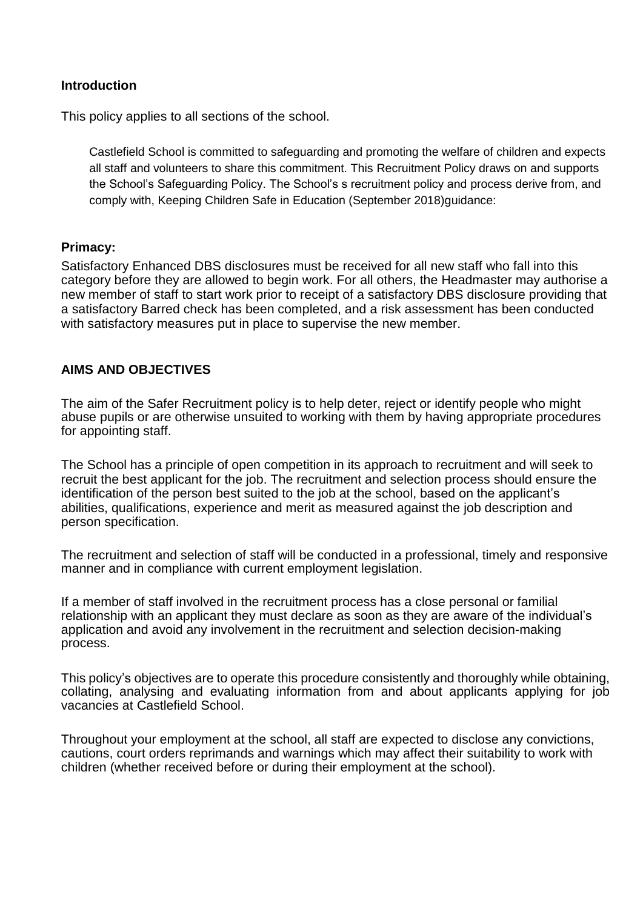## Introduction

This policy applies to all sections of the school.

Castlefield School is committed to safeguarding and promoting the welfare of children and expects all staff and volunteers to share this commitment. This Recruitment Policy draws on and supports the School's Safeguarding Policy. The School's s recruitment policy and process derive from, and comply with, Keeping Children Safe in Education (September 2018)guidance:

## Primacy:

Satisfactory Enhanced DBS disclosures must be received for all new staff who fall into this category before they are allowed to begin work. For all others, the Headmaster may authorise a new member of staff to start work prior to receipt of a satisfactory DBS disclosure providing that a satisfactory Barred check has been completed, and a risk assessment has been conducted with satisfactory measures put in place to supervise the new member.

## AIMS AND OBJECTIVES

The aim of the Safer Recruitment policy is to help deter, reject or identify people who might abuse pupils or are otherwise unsuited to working with them by having appropriate procedures for appointing staff.

The School has a principle of open competition in its approach to recruitment and will seek to recruit the best applicant for the job. The recruitment and selection process should ensure the identification of the person best suited to the job at the school, based on the applicant's abilities, qualifications, experience and merit as measured against the job description and person specification.

The recruitment and selection of staff will be conducted in a professional, timely and responsive manner and in compliance with current employment legislation.

If a member of staff involved in the recruitment process has a close personal or familial relationship with an applicant they must declare as soon as they are aware of the individual's application and avoid any involvement in the recruitment and selection decision-making process.

This policy's objectives are to operate this procedure consistently and thoroughly while obtaining, collating, analysing and evaluating information from and about applicants applying for job vacancies at Castlefield School.

Throughout your employment at the school, all staff are expected to disclose any convictions, cautions, court orders reprimands and warnings which may affect their suitability to work with children (whether received before or during their employment at the school).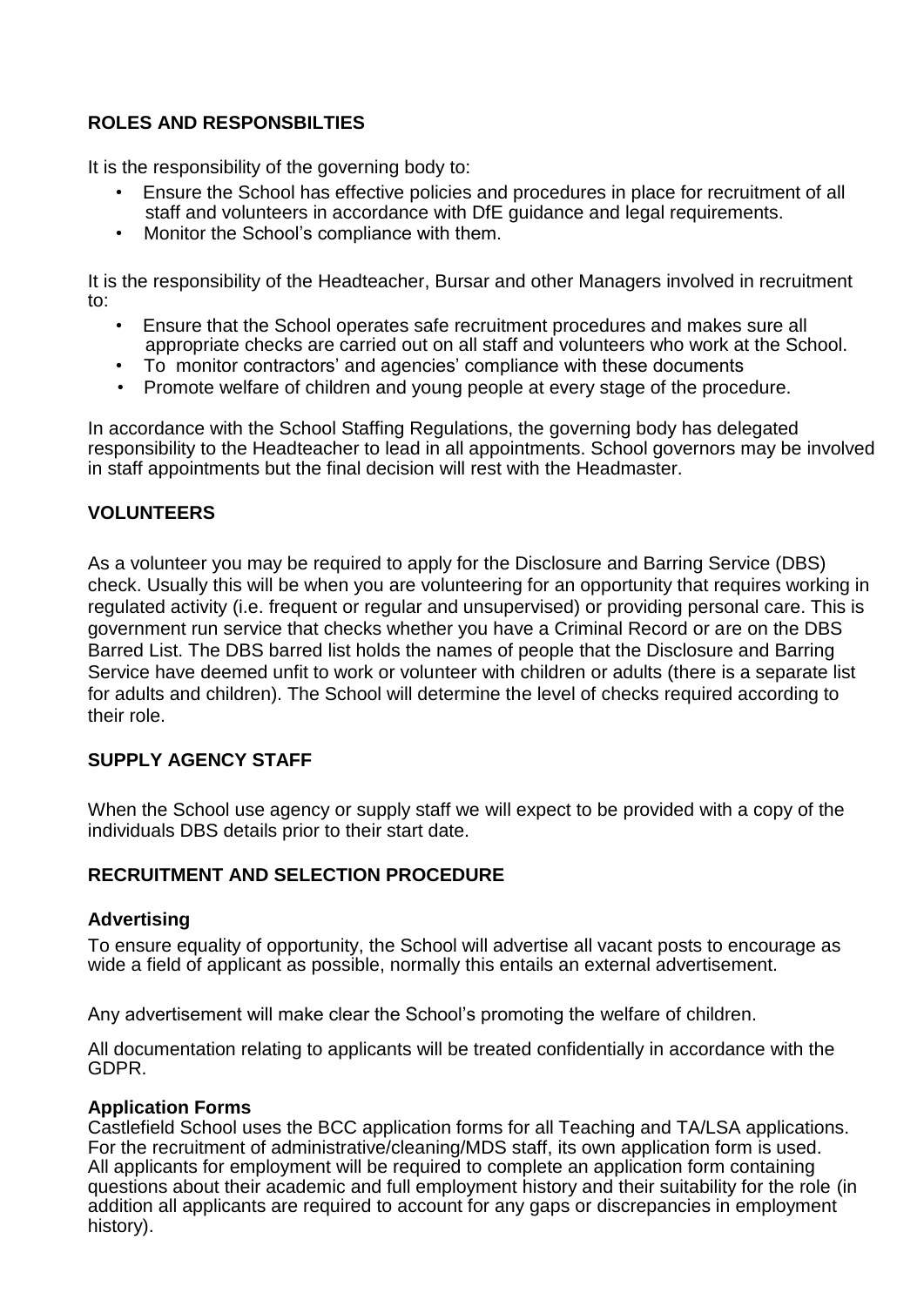## ROLES AND RESPONSBILTIES

It is the responsibility of the governing body to:

- Ensure the School has effective policies and procedures in place for recruitment of all staff and volunteers in accordance with DfE guidance and legal requirements.
- Monitor the School's compliance with them.

It is the responsibility of the Headteacher, Bursar and other Managers involved in recruitment to:

- Ensure that the School operates safe recruitment procedures and makes sure all appropriate checks are carried out on all staff and volunteers who work at the School.
- To monitor contractors' and agencies' compliance with these documents
- Promote welfare of children and young people at every stage of the procedure.

In accordance with the School Staffing Regulations, the governing body has delegated responsibility to the Headteacher to lead in all appointments. School governors may be involved in staff appointments but the final decision will rest with the Headmaster.

## VOLUNTEERS

As a volunteer you may be required to apply for the Disclosure and Barring Service (DBS) check. Usually this will be when you are volunteering for an opportunity that requires working in regulated activity (i.e. frequent or regular and unsupervised) or providing personal care. This is government run service that checks whether you have a Criminal Record or are on the DBS Barred List. The DBS barred list holds the names of people that the Disclosure and Barring Service have deemed unfit to work or volunteer with children or adults (there is a separate list for adults and children). The School will determine the level of checks required according to their role.

## SUPPLY AGENCY STAFF

When the School use agency or supply staff we will expect to be provided with a copy of the individuals DBS details prior to their start date.

## RECRUITMENT AND SELECTION PROCEDURE

### Advertising

To ensure equality of opportunity, the School will advertise all vacant posts to encourage as wide a field of applicant as possible, normally this entails an external advertisement.

Any advertisement will make clear the School's promoting the welfare of children.

All documentation relating to applicants will be treated confidentially in accordance with the GDPR.

### Application Forms

Castlefield School uses the BCC application forms for all Teaching and TA/LSA applications. For the recruitment of administrative/cleaning/MDS staff, its own application form is used. All applicants for employment will be required to complete an application form containing questions about their academic and full employment history and their suitability for the role (in addition all applicants are required to account for any gaps or discrepancies in employment history).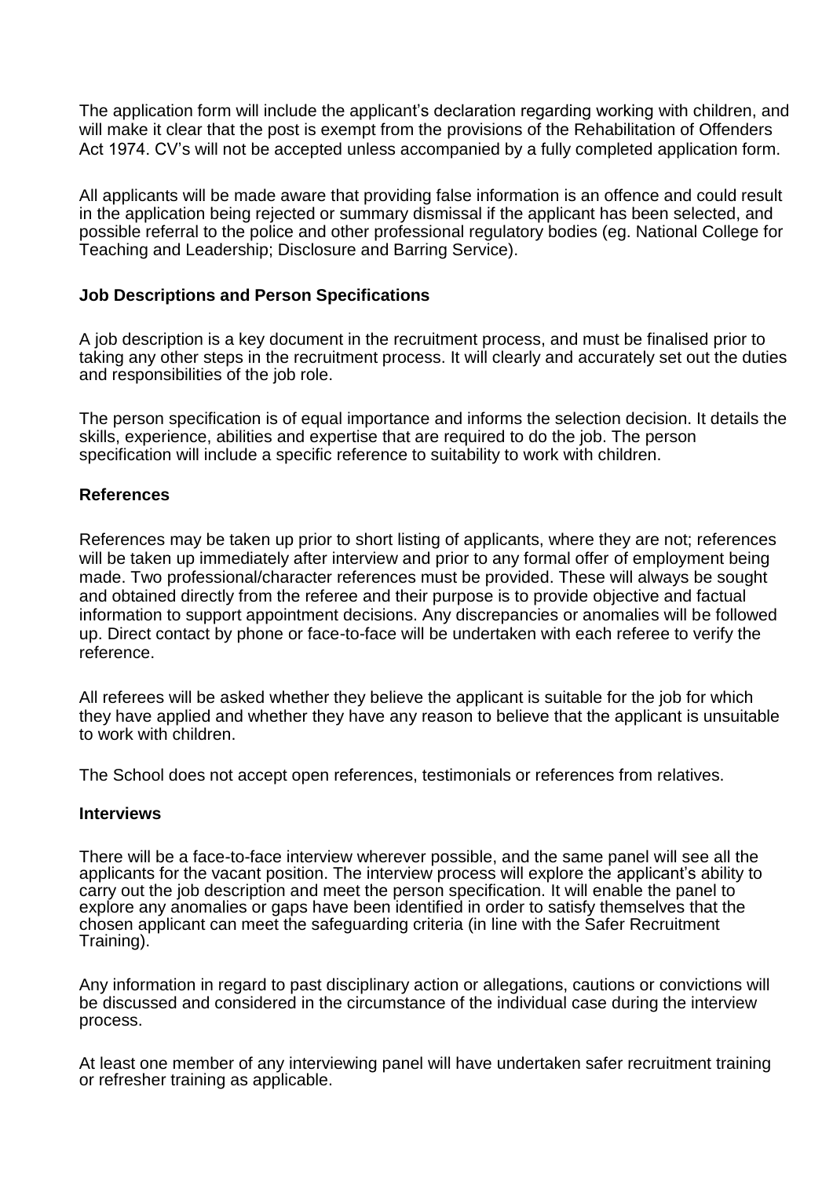The application form will include the applicant's declaration regarding working with children, and will make it clear that the post is exempt from the provisions of the Rehabilitation of Offenders Act 1974. CV's will not be accepted unless accompanied by a fully completed application form.

All applicants will be made aware that providing false information is an offence and could result in the application being rejected or summary dismissal if the applicant has been selected, and possible referral to the police and other professional regulatory bodies (eg. National College for Teaching and Leadership; Disclosure and Barring Service).

**Job Descriptions and Person Specifications**

A job description is a key document in the recruitment process, and must be finalised prior to taking any other steps in the recruitment process. It will clearly and accurately set out the duties and responsibilities of the job role.

The person specification is of equal importance and informs the selection decision. It details the skills, experience, abilities and expertise that are required to do the job. The person specification will include a specific reference to suitability to work with children.

**References**

References may be taken up prior to short listing of applicants, where they are not; references will be taken up immediately after interview and prior to any formal offer of employment being made. Two professional/character references must be provided. These will always be sought and obtained directly from the referee and their purpose is to provide objective and factual information to support appointment decisions. Any discrepancies or anomalies will be followed up. Direct contact by phone or face-to-face will be undertaken with each referee to verify the reference.

All referees will be asked whether they believe the applicant is suitable for the job for which they have applied and whether they have any reason to believe that the applicant is unsuitable to work with children.

The School does not accept open references, testimonials or references from relatives.

**Interviews**

There will be a face-to-face interview wherever possible, and the same panel will see all the applicants for the vacant position. The interview process will explore the applicant's ability to carry out the job description and meet the person specification. It will enable the panel to explore any anomalies or gaps have been identified in order to satisfy themselves that the chosen applicant can meet the safeguarding criteria (in line with the Safer Recruitment Training).

Any information in regard to past disciplinary action or allegations, cautions or convictions will be discussed and considered in the circumstance of the individual case during the interview process.

At least one member of any interviewing panel will have undertaken safer recruitment training or refresher training as applicable.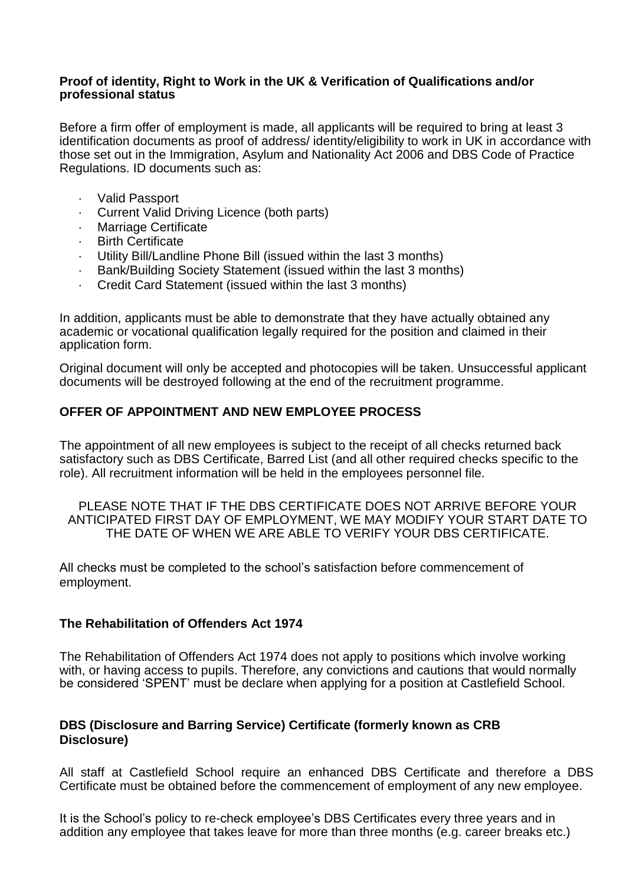**Proof of identity, Right to Work in the UK & Verification of Qualifications and/or professional status**

Before a firm offer of employment is made, all applicants will be required to bring at least 3 identification documents as proof of address/ identity/eligibility to work in UK in accordance with those set out in the Immigration, Asylum and Nationality Act 2006 and DBS Code of Practice Regulations. ID documents such as:

- Valid Passport
- Current Valid Driving Licence (both parts)
- Marriage Certificate
- Birth Certificate
- Utility Bill/Landline Phone Bill (issued within the last 3 months)
- Bank/Building Society Statement (issued within the last 3 months)
- Credit Card Statement (issued within the last 3 months)

In addition, applicants must be able to demonstrate that they have actually obtained any academic or vocational qualification legally required for the position and claimed in their application form.

Original document will only be accepted and photocopies will be taken. Unsuccessful applicant documents will be destroyed following at the end of the recruitment programme.

**OFFER OF APPOINTMENT AND NEW EMPLOYEE PROCESS**

The appointment of all new employees is subject to the receipt of all checks returned back satisfactory such as DBS Certificate, Barred List (and all other required checks specific to the role). All recruitment information will be held in the employees personnel file.

PLEASE NOTE THAT IF THE DBS CERTIFICATE DOES NOT ARRIVE BEFORE YOUR ANTICIPATED FIRST DAY OF EMPLOYMENT, WE MAY MODIFY YOUR START DATE TO THE DATE OF WHEN WE ARE ABLE TO VERIFY YOUR DBS CERTIFICATE.

All checks must be completed to the school's satisfaction before commencement of employment.

**The Rehabilitation of Offenders Act 1974**

The Rehabilitation of Offenders Act 1974 does not apply to positions which involve working with, or having access to pupils. Therefore, any convictions and cautions that would normally be considered 'SPENT' must be declare when applying for a position at Castlefield School.

**DBS (Disclosure and Barring Service) Certificate (formerly known as CRB Disclosure)**

All staff at Castlefield School require an enhanced DBS Certificate and therefore a DBS Certificate must be obtained before the commencement of employment of any new employee.

It is the School's policy to re-check employee's DBS Certificates every three years and in addition any employee that takes leave for more than three months (e.g. career breaks etc.)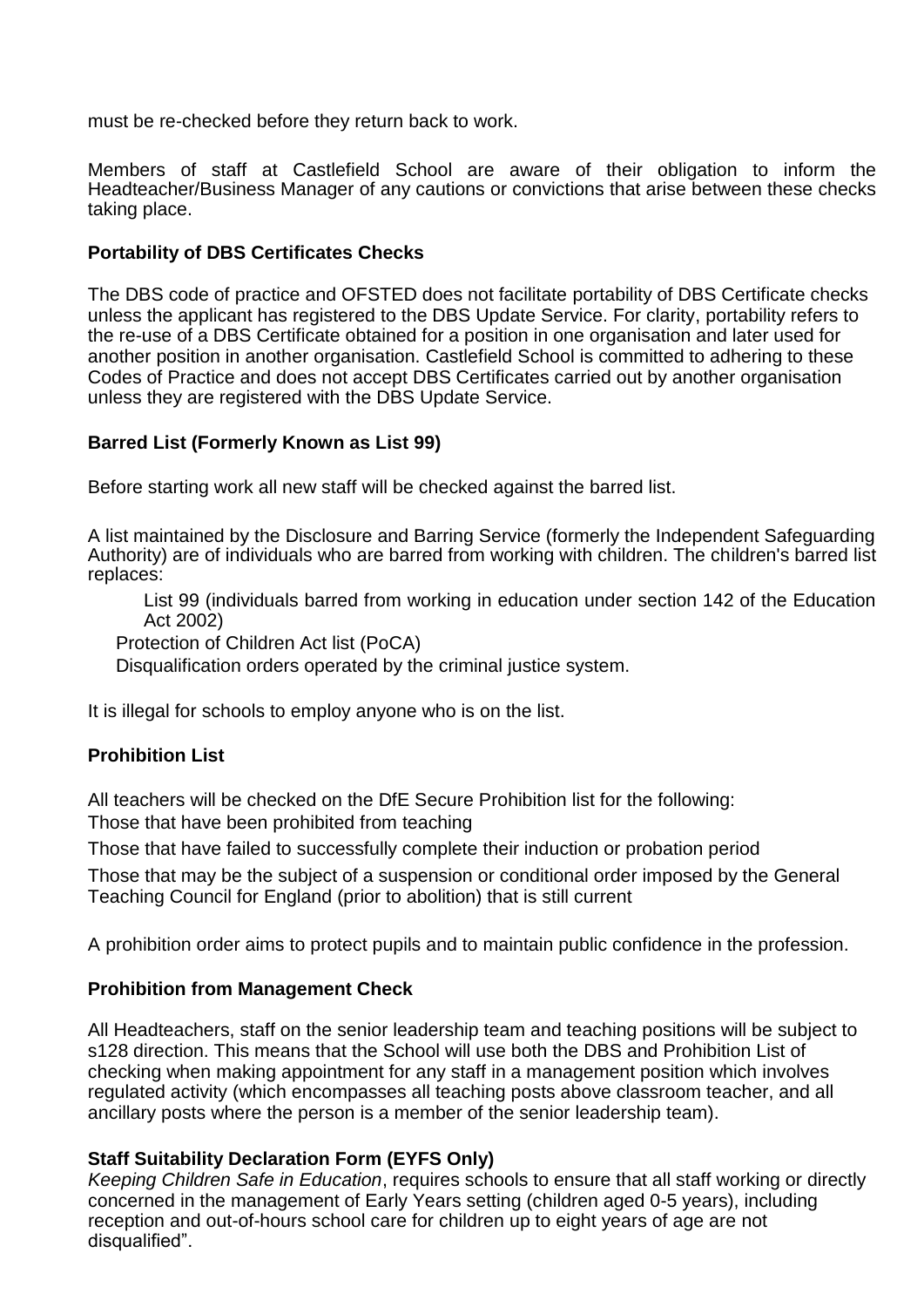must be re-checked before they return back to work.

Members of staff at Castlefield School are aware of their obligation to inform the Headteacher/Business Manager of any cautions or convictions that arise between these checks taking place.

**Portability of DBS Certificates Checks**

The DBS code of practice and OFSTED does not facilitate portability of DBS Certificate checks unless the applicant has registered to the DBS Update Service. For clarity, portability refers to the re-use of a DBS Certificate obtained for a position in one organisation and later used for another position in another organisation. Castlefield School is committed to adhering to these Codes of Practice and does not accept DBS Certificates carried out by another organisation unless they are registered with the DBS Update Service.

**Barred List (Formerly Known as List 99)**

Before starting work all new staff will be checked against the barred list.

A list maintained by the Disclosure and Barring Service (formerly the Independent Safeguarding Authority) are of individuals who are barred from working with children. The children's barred list replaces:

- List 99 (individuals barred from working in education under section 142 of the Education Act 2002)
- Protection of Children Act list (PoCA)
- Disqualification orders operated by the criminal justice system.

It is illegal for schools to employ anyone who is on the list.

**Prohibition List**

All teachers will be checked on the DfE Secure Prohibition list for the following:

- Those that have been prohibited from teaching
- Those that have failed to successfully complete their induction or probation period
- Those that may be the subject of a suspension or conditional order imposed by the General Teaching Council for England (prior to abolition) that is still current

A prohibition order aims to protect pupils and to maintain public confidence in the profession.

**Prohibition from Management Check**

All Headteachers, staff on the senior leadership team and teaching positions will be subject to s128 direction. This means that the School will use both the DBS and Prohibition List of checking when making appointment for any staff in a management position which involves regulated activity (which encompasses all teaching posts above classroom teacher, and all ancillary posts where the person is a member of the senior leadership team).

**Staff Suitability Declaration Form (EYFS Only)**

*Keeping Children Safe in Education*, requires schools to ensure that all staff working or directly concerned in the management of Early Years setting (children aged 0-5 years), including reception and out-of-hours school care for children up to eight years of age are not disqualified".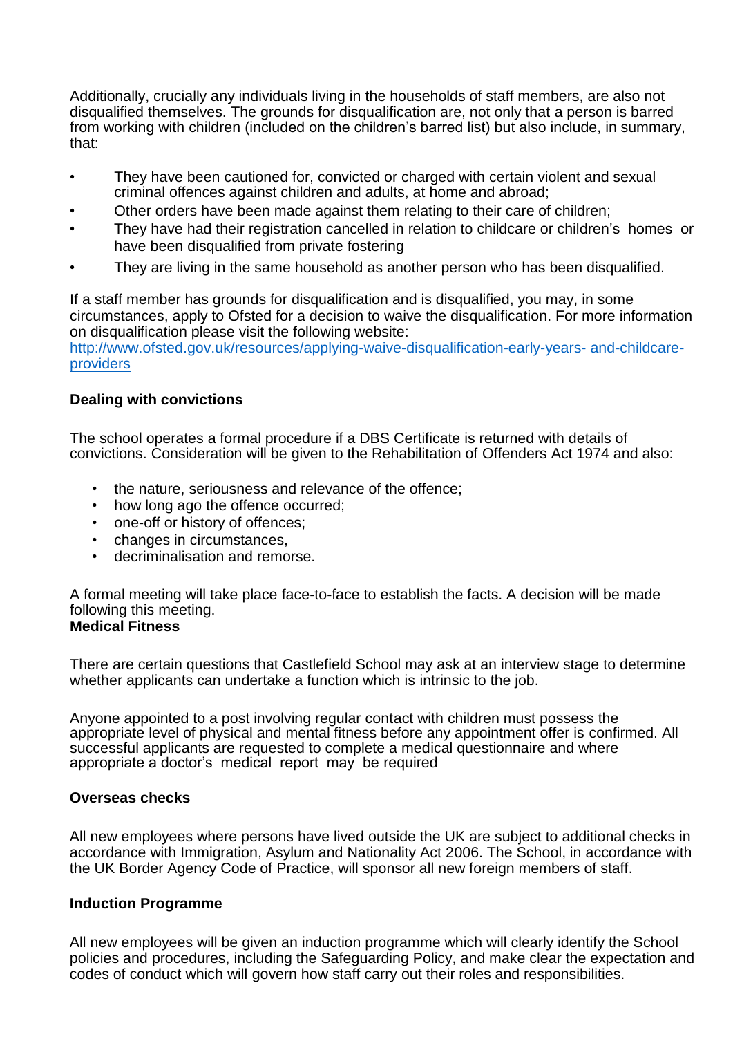Additionally, crucially any individuals living in the households of staff members, are also not disqualified themselves. The grounds for disqualification are, not only that a person is barred from working with children (included on the children's barred list) but also include, in summary, that:

- They have been cautioned for, convicted or charged with certain violent and sexual criminal offences against children and adults, at home and abroad;
- Other orders have been made against them relating to their care of children;
- They have had their registration cancelled in relation to childcare or children's homes or have been disqualified from private fostering
- They are living in the same household as another person who has been disqualified.

If a staff member has grounds for disqualification and is disqualified, you may, in some circumstances, apply to Ofsted for a decision to waive the disqualification. For more information on disqualification please visit the following website: [http://www.ofsted.gov.uk/resources/applying-waive-disqualification-early-years- and-childcare-providers](http://www.ofsted.gov.uk/resources/applying-waive-disqualification-early-years-and-childcare-providers)

**Dealing with convictions**

The school operates a formal procedure if a DBS Certificate is returned with details of convictions. Consideration will be given to the Rehabilitation of Offenders Act 1974 and also:

- the nature, seriousness and relevance of the offence;
- how long ago the offence occurred;
- one-off or history of offences;
- changes in circumstances,
- decriminalisation and remorse.

A formal meeting will take place face-to-face to establish the facts. A decision will be made following this meeting.

**Medical Fitness**

There are certain questions that Castlefield School may ask at an interview stage to determine whether applicants can undertake a function which is intrinsic to the job.

Anyone appointed to a post involving regular contact with children must possess the appropriate level of physical and mental fitness before any appointment offer is confirmed. All successful applicants are requested to complete a medical questionnaire and where appropriate a doctor's medical report may be required

**Overseas checks**

All new employees where persons have lived outside the UK are subject to additional checks in accordance with Immigration, Asylum and Nationality Act 2006. The School, in accordance with the UK Border Agency Code of Practice, will sponsor all new foreign members of staff.

**Induction Programme**

All new employees will be given an induction programme which will clearly identify the School policies and procedures, including the Safeguarding Policy, and make clear the expectation and codes of conduct which will govern how staff carry out their roles and responsibilities.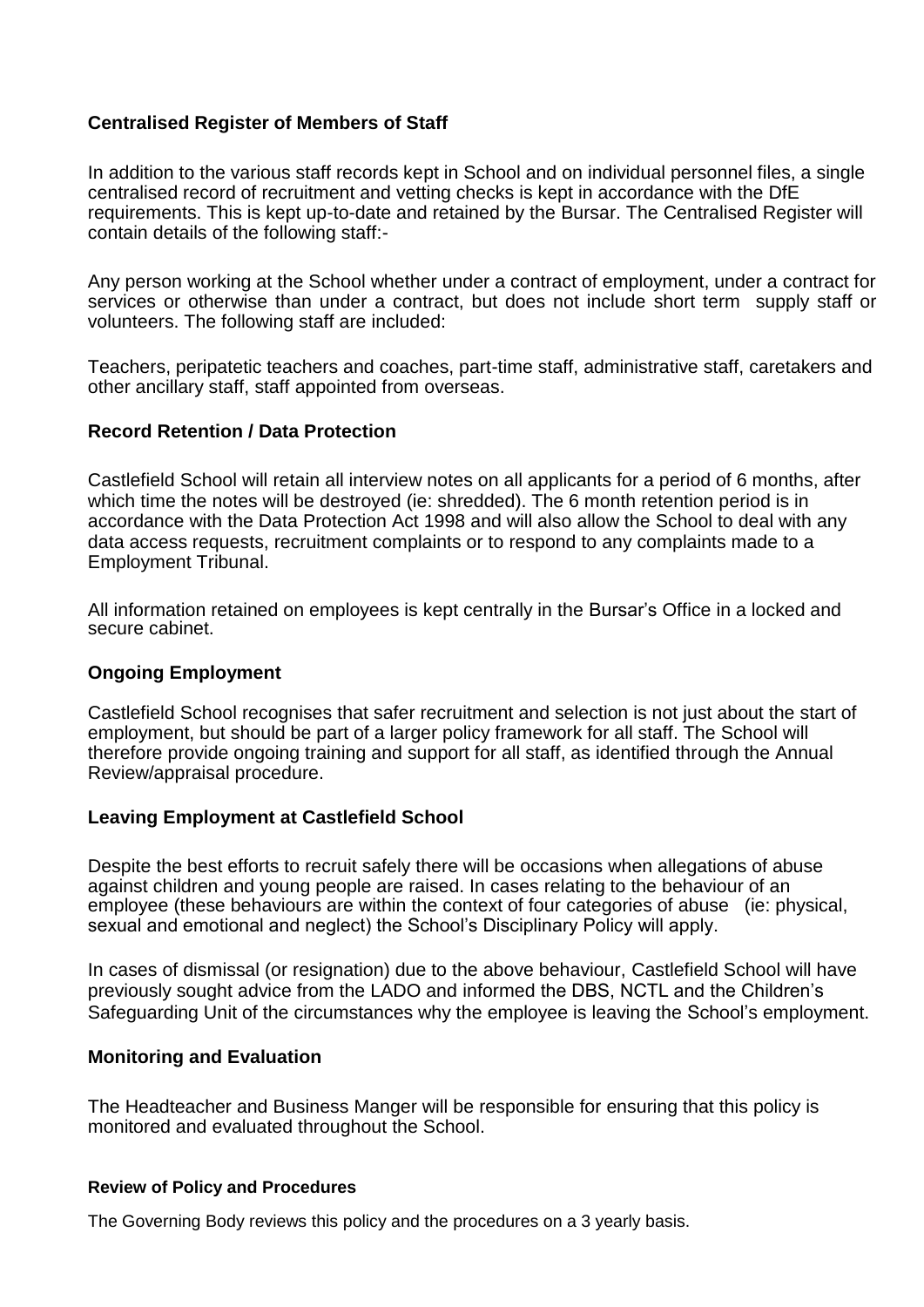## Centralised Register of Members of Staff

In addition to the various staff records kept in School and on individual personnel files, a single centralised record of recruitment and vetting checks is kept in accordance with the DfE requirements. This is kept up-to-date and retained by the Bursar. The Centralised Register will contain details of the following staff:-

Any person working at the School whether under a contract of employment, under a contract for services or otherwise than under a contract, but does not include short term supply staff or volunteers. The following staff are included:

Teachers, peripatetic teachers and coaches, part-time staff, administrative staff, caretakers and other ancillary staff, staff appointed from overseas.

## Record Retention / Data Protection

Castlefield School will retain all interview notes on all applicants for a period of 6 months, after which time the notes will be destroyed (ie: shredded). The 6 month retention period is in accordance with the Data Protection Act 1998 and will also allow the School to deal with any data access requests, recruitment complaints or to respond to any complaints made to a Employment Tribunal.

All information retained on employees is kept centrally in the Bursar's Office in a locked and secure cabinet.

## Ongoing Employment

Castlefield School recognises that safer recruitment and selection is not just about the start of employment, but should be part of a larger policy framework for all staff. The School will therefore provide ongoing training and support for all staff, as identified through the Annual Review/appraisal procedure.

## Leaving Employment at Castlefield School

Despite the best efforts to recruit safely there will be occasions when allegations of abuse against children and young people are raised. In cases relating to the behaviour of an employee (these behaviours are within the context of four categories of abuse (ie: physical, sexual and emotional and neglect) the School's Disciplinary Policy will apply.

In cases of dismissal (or resignation) due to the above behaviour, Castlefield School will have previously sought advice from the LADO and informed the DBS, NCTL and the Children's Safeguarding Unit of the circumstances why the employee is leaving the School's employment.

## Monitoring and Evaluation

The Headteacher and Business Manger will be responsible for ensuring that this policy is monitored and evaluated throughout the School.

### Review of Policy and Procedures

The Governing Body reviews this policy and the procedures on a 3 yearly basis.